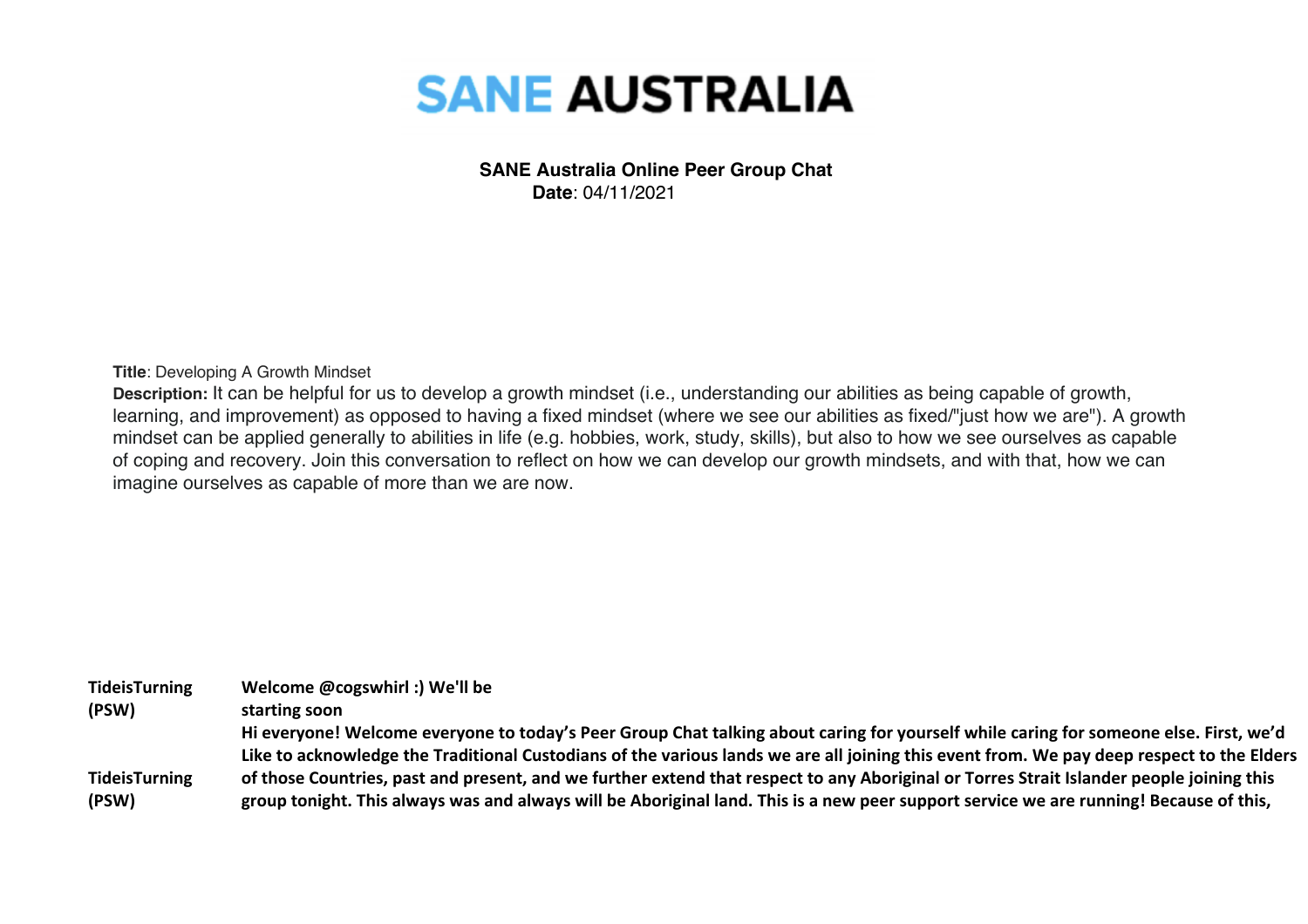# SANE AUSTRALIA

**SANE Australia Online Peer Group Chat**
**Date**: 04/11/2021

**Title**: Developing A Growth Mindset

**Description:** It can be helpful for us to develop a growth mindset (i.e., understanding our abilities as being capable of growth, learning, and improvement) as opposed to having a fixed mindset (where we see our abilities as fixed/"just how we are"). A growth mindset can be applied generally to abilities in life (e.g. hobbies, work, study, skills), but also to how we see ourselves as capable of coping and recovery. Join this conversation to reflect on how we can develop our growth mindsets, and with that, how we can imagine ourselves as capable of more than we are now.

| | |
|---|---|
| **TideisTurning (PSW)** | **Welcome @cogswhirl :) We'll be starting soon** |
| **TideisTurning (PSW)** | **Hi everyone! Welcome everyone to today's Peer Group Chat talking about caring for yourself while caring for someone else. First, we'd Like to acknowledge the Traditional Custodians of the various lands we are all joining this event from. We pay deep respect to the Elders of those Countries, past and present, and we further extend that respect to any Aboriginal or Torres Strait Islander people joining this group tonight. This always was and always will be Aboriginal land. This is a new peer support service we are running! Because of this,** |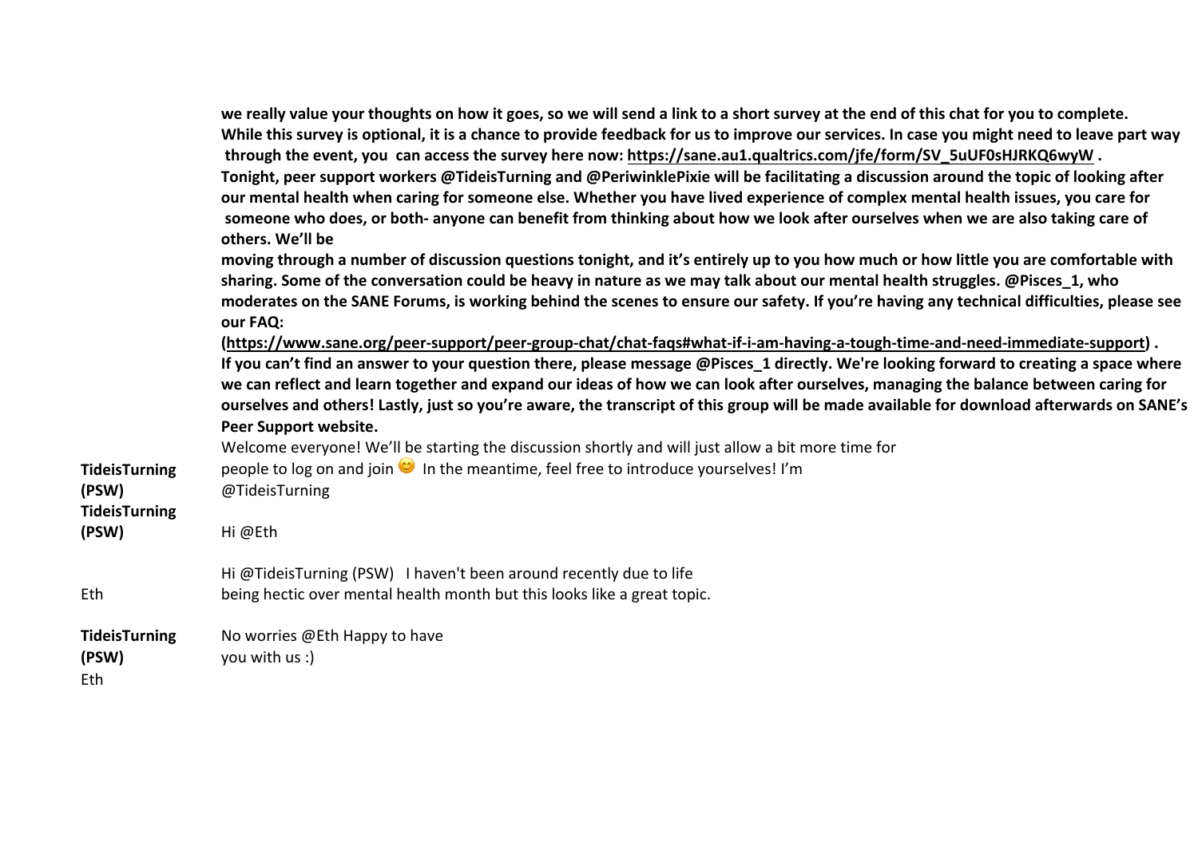**we really value your thoughts on how it goes, so we will send a link to a short survey at the end of this chat for you to complete. While this survey is optional, it is a chance to provide feedback for us to improve our services. In case you might need to leave part way through the event, you can access the survey here now: https://sane.au1.qualtrics.com/jfe/form/SV_5uUF0sHJRKQ6wyW . Tonight, peer support workers @TideisTurning and @PeriwinklePixie will be facilitating a discussion around the topic of looking after our mental health when caring for someone else. Whether you have lived experience of complex mental health issues, you care for someone who does, or both- anyone can benefit from thinking about how we look after ourselves when we are also taking care of others. We'll be moving through a number of discussion questions tonight, and it's entirely up to you how much or how little you are comfortable with sharing. Some of the conversation could be heavy in nature as we may talk about our mental health struggles. @Pisces_1, who moderates on the SANE Forums, is working behind the scenes to ensure our safety. If you're having any technical difficulties, please see our FAQ: (https://www.sane.org/peer-support/peer-group-chat/chat-faqs#what-if-i-am-having-a-tough-time-and-need-immediate-support) . If you can't find an answer to your question there, please message @Pisces_1 directly. We're looking forward to creating a space where we can reflect and learn together and expand our ideas of how we can look after ourselves, managing the balance between caring for ourselves and others! Lastly, just so you're aware, the transcript of this group will be made available for download afterwards on SANE's Peer Support website.**

| | |
|---|---|
| **TideisTurning (PSW)** | Welcome everyone! We'll be starting the discussion shortly and will just allow a bit more time for people to log on and join 😊 In the meantime, feel free to introduce yourselves! I'm @TideisTurning |
| **TideisTurning (PSW)** | Hi @Eth |
| Eth | Hi @TideisTurning (PSW) I haven't been around recently due to life being hectic over mental health month but this looks like a great topic. |
| **TideisTurning (PSW)** | No worries @Eth Happy to have you with us :) |
| Eth | |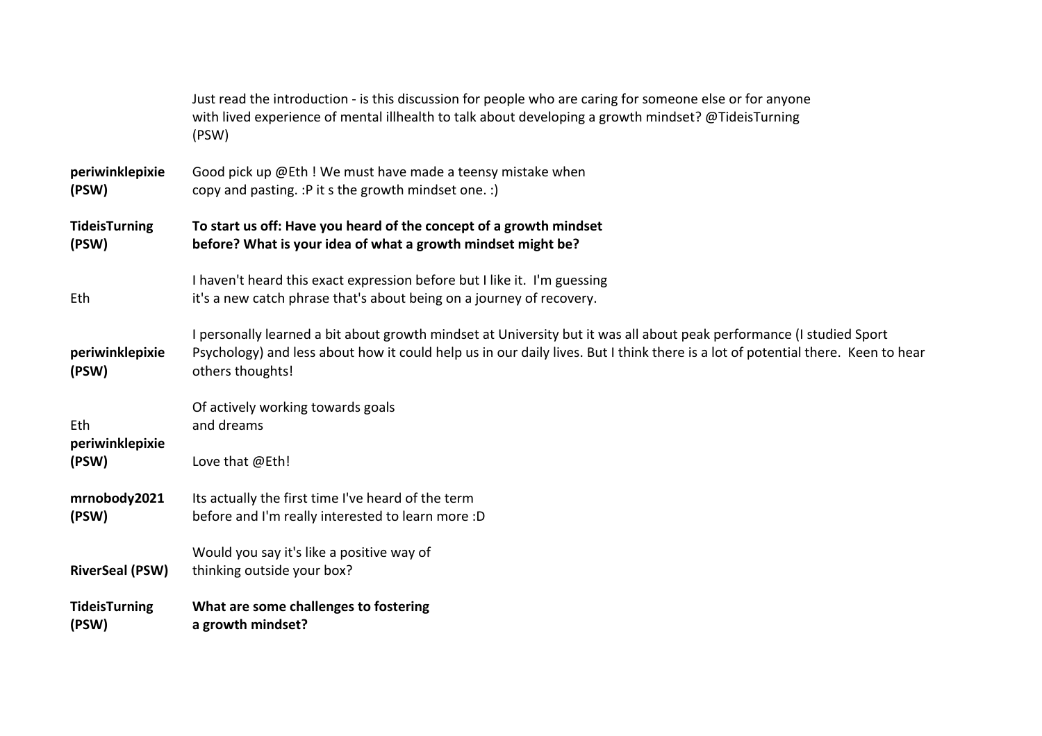| | |
|---|---|
| | Just read the introduction - is this discussion for people who are caring for someone else or for anyone with lived experience of mental illhealth to talk about developing a growth mindset? @TideisTurning (PSW) |
| **periwinklepixie (PSW)** | Good pick up @Eth ! We must have made a teensy mistake when copy and pasting. :P it s the growth mindset one. :) |
| **TideisTurning (PSW)** | **To start us off: Have you heard of the concept of a growth mindset before? What is your idea of what a growth mindset might be?** |
| Eth | I haven't heard this exact expression before but I like it. I'm guessing it's a new catch phrase that's about being on a journey of recovery. |
| **periwinklepixie (PSW)** | I personally learned a bit about growth mindset at University but it was all about peak performance (I studied Sport Psychology) and less about how it could help us in our daily lives. But I think there is a lot of potential there. Keen to hear others thoughts! |
| Eth | Of actively working towards goals and dreams |
| **periwinklepixie (PSW)** | Love that @Eth! |
| **mrnobody2021 (PSW)** | Its actually the first time I've heard of the term before and I'm really interested to learn more :D |
| **RiverSeal (PSW)** | Would you say it's like a positive way of thinking outside your box? |
| **TideisTurning (PSW)** | **What are some challenges to fostering a growth mindset?** |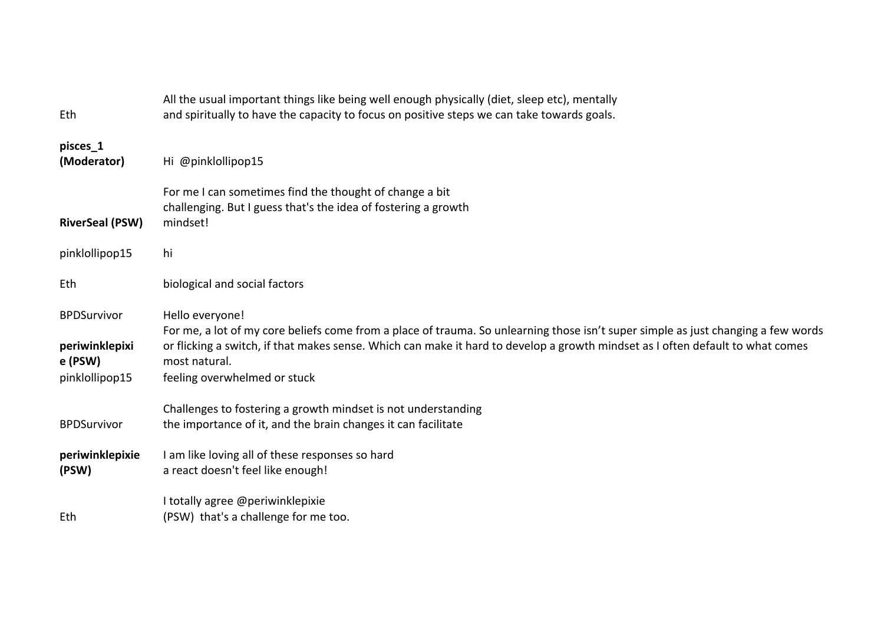| | |
|---|---|
| Eth | All the usual important things like being well enough physically (diet, sleep etc), mentally and spiritually to have the capacity to focus on positive steps we can take towards goals. |
| **pisces_1 (Moderator)** | Hi @pinklollipop15 |
| **RiverSeal (PSW)** | For me I can sometimes find the thought of change a bit challenging. But I guess that's the idea of fostering a growth mindset! |
| pinklollipop15 | hi |
| Eth | biological and social factors |
| BPDSurvivor | Hello everyone! |
| **periwinklepixie (PSW)** | For me, a lot of my core beliefs come from a place of trauma. So unlearning those isn't super simple as just changing a few words or flicking a switch, if that makes sense. Which can make it hard to develop a growth mindset as I often default to what comes most natural. |
| pinklollipop15 | feeling overwhelmed or stuck |
| BPDSurvivor | Challenges to fostering a growth mindset is not understanding the importance of it, and the brain changes it can facilitate |
| **periwinklepixie (PSW)** | I am like loving all of these responses so hard a react doesn't feel like enough! |
| Eth | I totally agree @periwinklepixie (PSW) that's a challenge for me too. |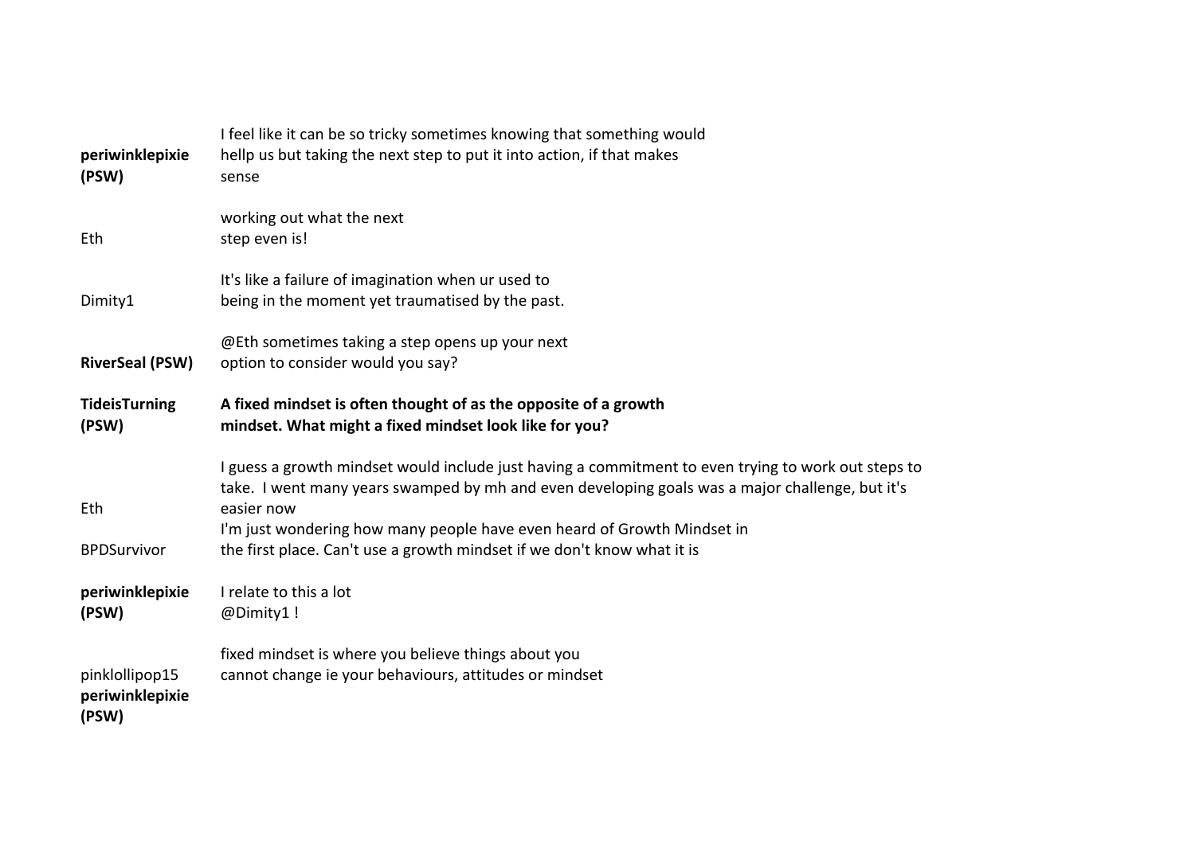| | |
|---|---|
| **periwinklepixie (PSW)** | I feel like it can be so tricky sometimes knowing that something would hellp us but taking the next step to put it into action, if that makes sense |
| Eth | working out what the next step even is! |
| Dimity1 | It's like a failure of imagination when ur used to being in the moment yet traumatised by the past. |
| **RiverSeal (PSW)** | @Eth sometimes taking a step opens up your next option to consider would you say? |
| **TideisTurning (PSW)** | **A fixed mindset is often thought of as the opposite of a growth mindset. What might a fixed mindset look like for you?** |
| Eth | I guess a growth mindset would include just having a commitment to even trying to work out steps to take. I went many years swamped by mh and even developing goals was a major challenge, but it's easier now |
| BPDSurvivor | I'm just wondering how many people have even heard of Growth Mindset in the first place. Can't use a growth mindset if we don't know what it is |
| **periwinklepixie (PSW)** | I relate to this a lot @Dimity1 ! |
| pinklollipop15 | fixed mindset is where you believe things about you cannot change ie your behaviours, attitudes or mindset |
| **periwinklepixie (PSW)** | |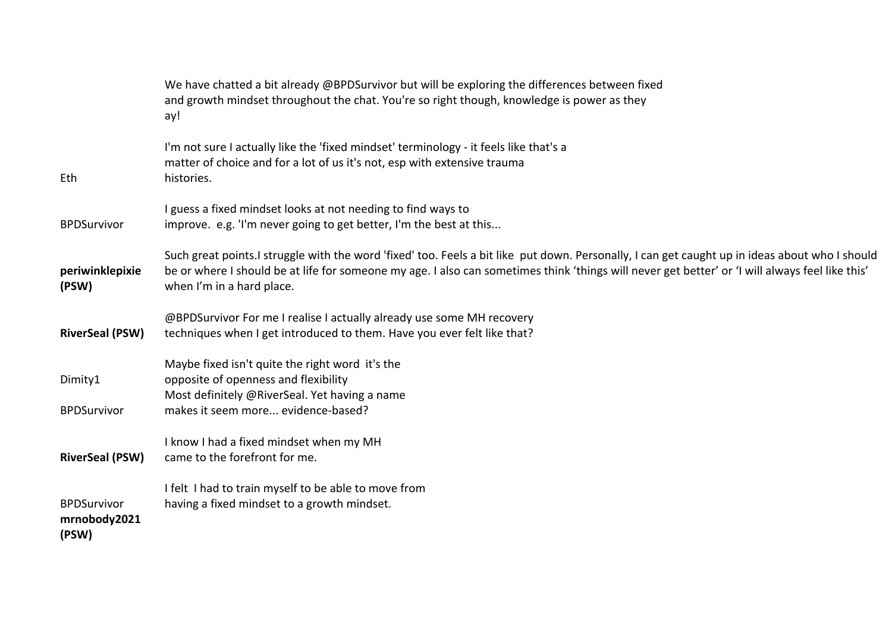| | |
|---|---|
| | We have chatted a bit already @BPDSurvivor but will be exploring the differences between fixed and growth mindset throughout the chat. You're so right though, knowledge is power as they ay! |
| Eth | I'm not sure I actually like the 'fixed mindset' terminology - it feels like that's a matter of choice and for a lot of us it's not, esp with extensive trauma histories. |
| BPDSurvivor | I guess a fixed mindset looks at not needing to find ways to improve. e.g. 'I'm never going to get better, I'm the best at this... |
| **periwinklepixie (PSW)** | Such great points.I struggle with the word 'fixed' too. Feels a bit like put down. Personally, I can get caught up in ideas about who I should be or where I should be at life for someone my age. I also can sometimes think 'things will never get better' or 'I will always feel like this' when I'm in a hard place. |
| **RiverSeal (PSW)** | @BPDSurvivor For me I realise I actually already use some MH recovery techniques when I get introduced to them. Have you ever felt like that? |
| Dimity1 | Maybe fixed isn't quite the right word it's the opposite of openness and flexibility |
| BPDSurvivor | Most definitely @RiverSeal. Yet having a name makes it seem more... evidence-based? |
| **RiverSeal (PSW)** | I know I had a fixed mindset when my MH came to the forefront for me. |
| BPDSurvivor | I felt I had to train myself to be able to move from having a fixed mindset to a growth mindset. |
| **mrnobody2021 (PSW)** | |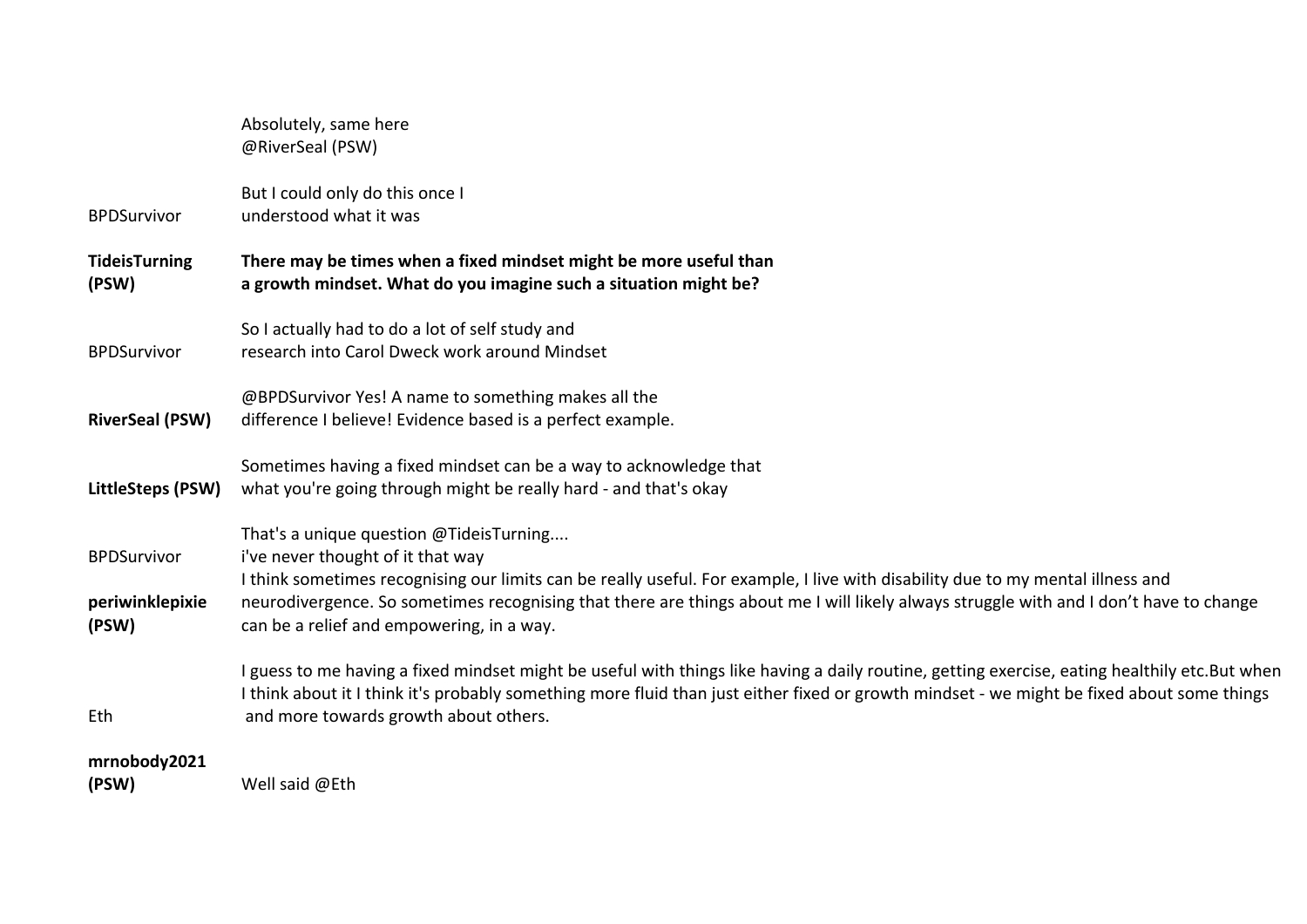| | |
|---|---|
| | Absolutely, same here @RiverSeal (PSW) |
| BPDSurvivor | But I could only do this once I understood what it was |
| **TideisTurning (PSW)** | **There may be times when a fixed mindset might be more useful than a growth mindset. What do you imagine such a situation might be?** |
| BPDSurvivor | So I actually had to do a lot of self study and research into Carol Dweck work around Mindset |
| **RiverSeal (PSW)** | @BPDSurvivor Yes! A name to something makes all the difference I believe! Evidence based is a perfect example. |
| **LittleSteps (PSW)** | Sometimes having a fixed mindset can be a way to acknowledge that what you're going through might be really hard - and that's okay |
| BPDSurvivor | That's a unique question @TideisTurning.... i've never thought of it that way |
| **periwinklepixie (PSW)** | I think sometimes recognising our limits can be really useful. For example, I live with disability due to my mental illness and neurodivergence. So sometimes recognising that there are things about me I will likely always struggle with and I don't have to change can be a relief and empowering, in a way. |
| Eth | I guess to me having a fixed mindset might be useful with things like having a daily routine, getting exercise, eating healthily etc.But when I think about it I think it's probably something more fluid than just either fixed or growth mindset - we might be fixed about some things and more towards growth about others. |
| **mrnobody2021 (PSW)** | Well said @Eth |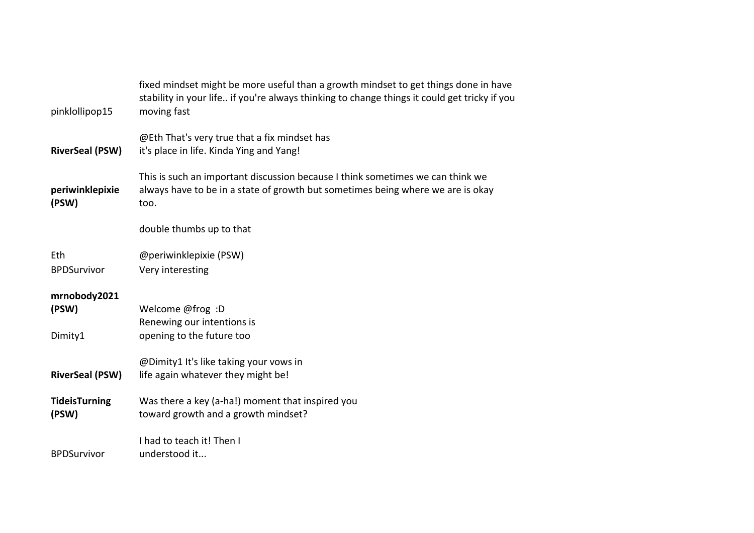| | |
|---|---|
| pinklollipop15 | fixed mindset might be more useful than a growth mindset to get things done in have stability in your life.. if you're always thinking to change things it could get tricky if you moving fast |
| **RiverSeal (PSW)** | @Eth That's very true that a fix mindset has it's place in life. Kinda Ying and Yang! |
| **periwinklepixie (PSW)** | This is such an important discussion because I think sometimes we can think we always have to be in a state of growth but sometimes being where we are is okay too. |
| | double thumbs up to that |
| Eth | @periwinklepixie (PSW) |
| BPDSurvivor | Very interesting |
| **mrnobody2021 (PSW)** | Welcome @frog :D |
| Dimity1 | Renewing our intentions is opening to the future too |
| **RiverSeal (PSW)** | @Dimity1 It's like taking your vows in life again whatever they might be! |
| **TideisTurning (PSW)** | Was there a key (a-ha!) moment that inspired you toward growth and a growth mindset? |
| BPDSurvivor | I had to teach it! Then I understood it... |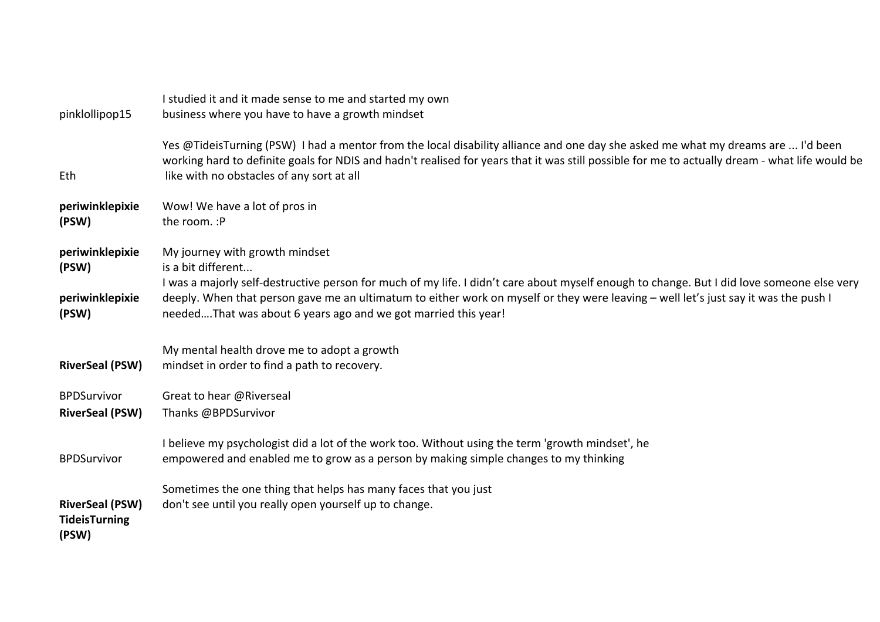| | |
|---|---|
| pinklollipop15 | I studied it and it made sense to me and started my own business where you have to have a growth mindset |
| Eth | Yes @TideisTurning (PSW) I had a mentor from the local disability alliance and one day she asked me what my dreams are ... I'd been working hard to definite goals for NDIS and hadn't realised for years that it was still possible for me to actually dream - what life would be like with no obstacles of any sort at all |
| **periwinklepixie (PSW)** | Wow! We have a lot of pros in the room. :P |
| **periwinklepixie (PSW)** | My journey with growth mindset is a bit different... |
| **periwinklepixie (PSW)** | I was a majorly self-destructive person for much of my life. I didn't care about myself enough to change. But I did love someone else very deeply. When that person gave me an ultimatum to either work on myself or they were leaving – well let's just say it was the push I needed….That was about 6 years ago and we got married this year! |
| **RiverSeal (PSW)** | My mental health drove me to adopt a growth mindset in order to find a path to recovery. |
| BPDSurvivor | Great to hear @Riverseal |
| **RiverSeal (PSW)** | Thanks @BPDSurvivor |
| BPDSurvivor | I believe my psychologist did a lot of the work too. Without using the term 'growth mindset', he empowered and enabled me to grow as a person by making simple changes to my thinking |
| **RiverSeal (PSW)** | Sometimes the one thing that helps has many faces that you just don't see until you really open yourself up to change. |
| **TideisTurning (PSW)** | |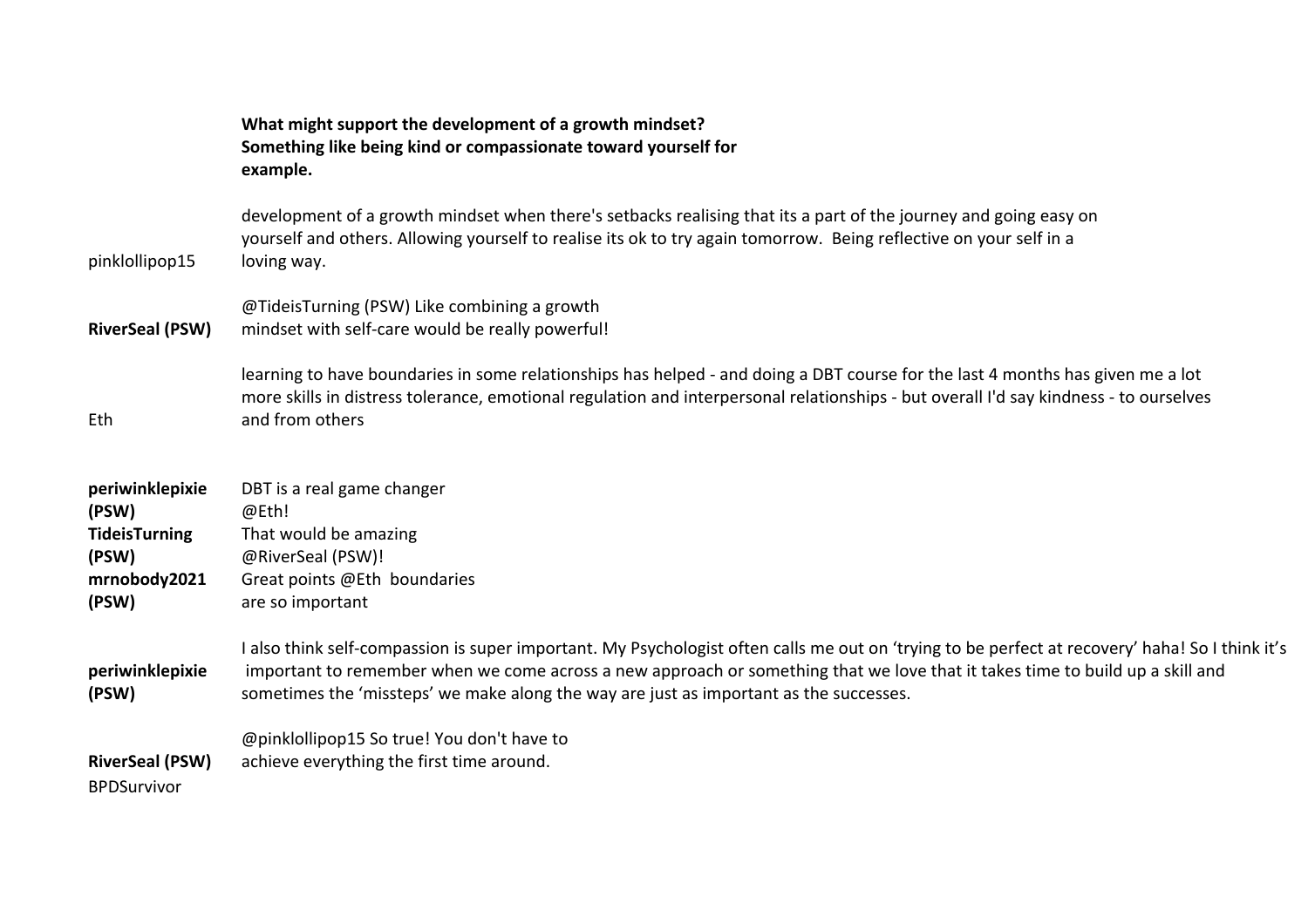**What might support the development of a growth mindset? Something like being kind or compassionate toward yourself for example.**

| | |
|---|---|
| pinklollipop15 | development of a growth mindset when there's setbacks realising that its a part of the journey and going easy on yourself and others. Allowing yourself to realise its ok to try again tomorrow. Being reflective on your self in a loving way. |
| **RiverSeal (PSW)** | @TideisTurning (PSW) Like combining a growth mindset with self-care would be really powerful! |
| Eth | learning to have boundaries in some relationships has helped - and doing a DBT course for the last 4 months has given me a lot more skills in distress tolerance, emotional regulation and interpersonal relationships - but overall I'd say kindness - to ourselves and from others |
| **periwinklepixie (PSW)** | DBT is a real game changer @Eth! |
| **TideisTurning (PSW)** | That would be amazing @RiverSeal (PSW)! |
| **mrnobody2021 (PSW)** | Great points @Eth boundaries are so important |
| **periwinklepixie (PSW)** | I also think self-compassion is super important. My Psychologist often calls me out on 'trying to be perfect at recovery' haha! So I think it's important to remember when we come across a new approach or something that we love that it takes time to build up a skill and sometimes the 'missteps' we make along the way are just as important as the successes. |
| **RiverSeal (PSW)** | @pinklollipop15 So true! You don't have to achieve everything the first time around. |
| BPDSurvivor | |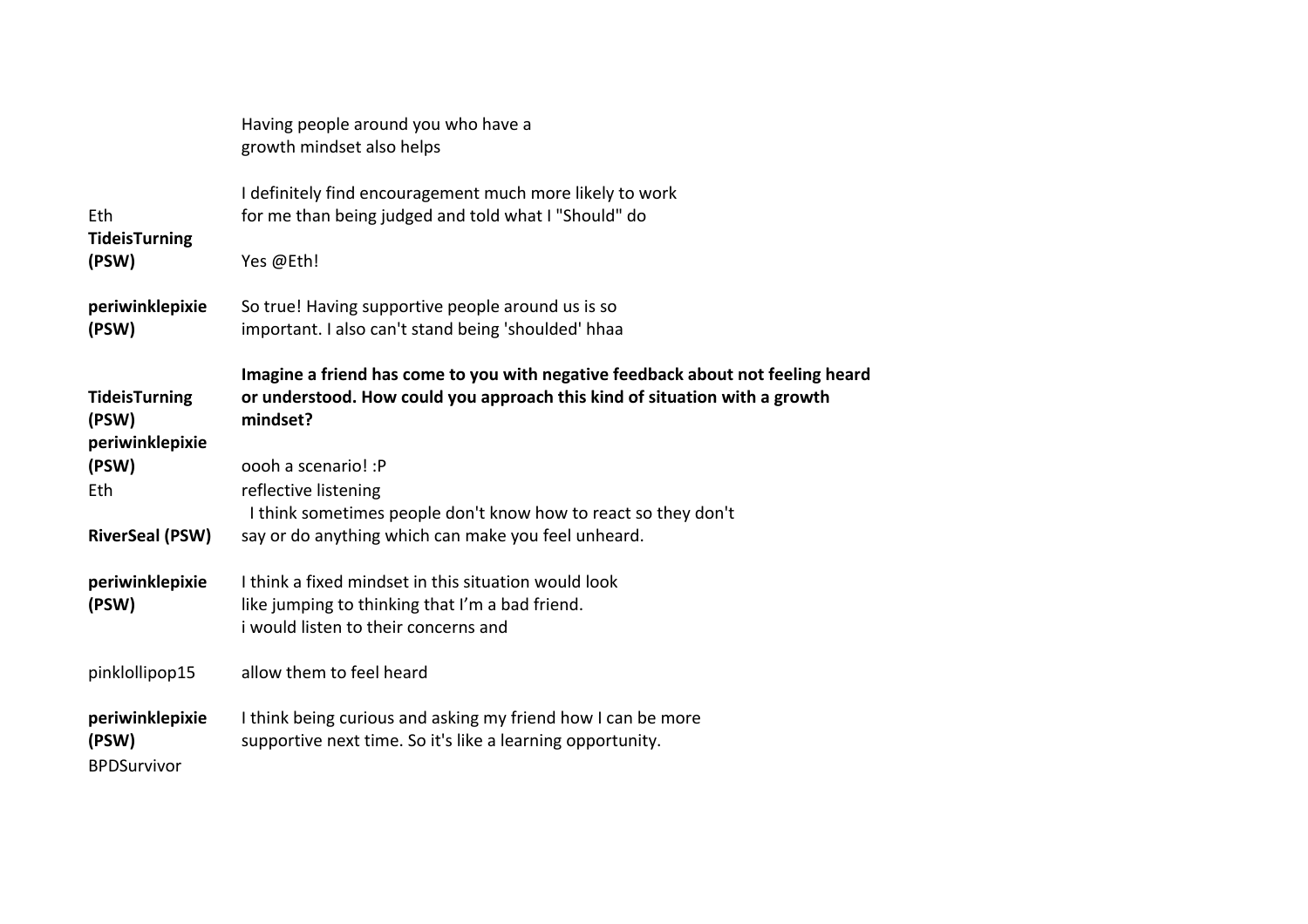| | |
|---|---|
| | Having people around you who have a growth mindset also helps |
| Eth | I definitely find encouragement much more likely to work for me than being judged and told what I "Should" do |
| **TideisTurning (PSW)** | Yes @Eth! |
| **periwinklepixie (PSW)** | So true! Having supportive people around us is so important. I also can't stand being 'shoulded' hhaa |
| **TideisTurning (PSW)** | **Imagine a friend has come to you with negative feedback about not feeling heard or understood. How could you approach this kind of situation with a growth mindset?** |
| **periwinklepixie (PSW)** | oooh a scenario! :P |
| Eth | reflective listening |
| **RiverSeal (PSW)** | I think sometimes people don't know how to react so they don't say or do anything which can make you feel unheard. |
| **periwinklepixie (PSW)** | I think a fixed mindset in this situation would look like jumping to thinking that I'm a bad friend. |
| | i would listen to their concerns and |
| pinklollipop15 | allow them to feel heard |
| **periwinklepixie (PSW)** | I think being curious and asking my friend how I can be more supportive next time. So it's like a learning opportunity. |
| BPDSurvivor | |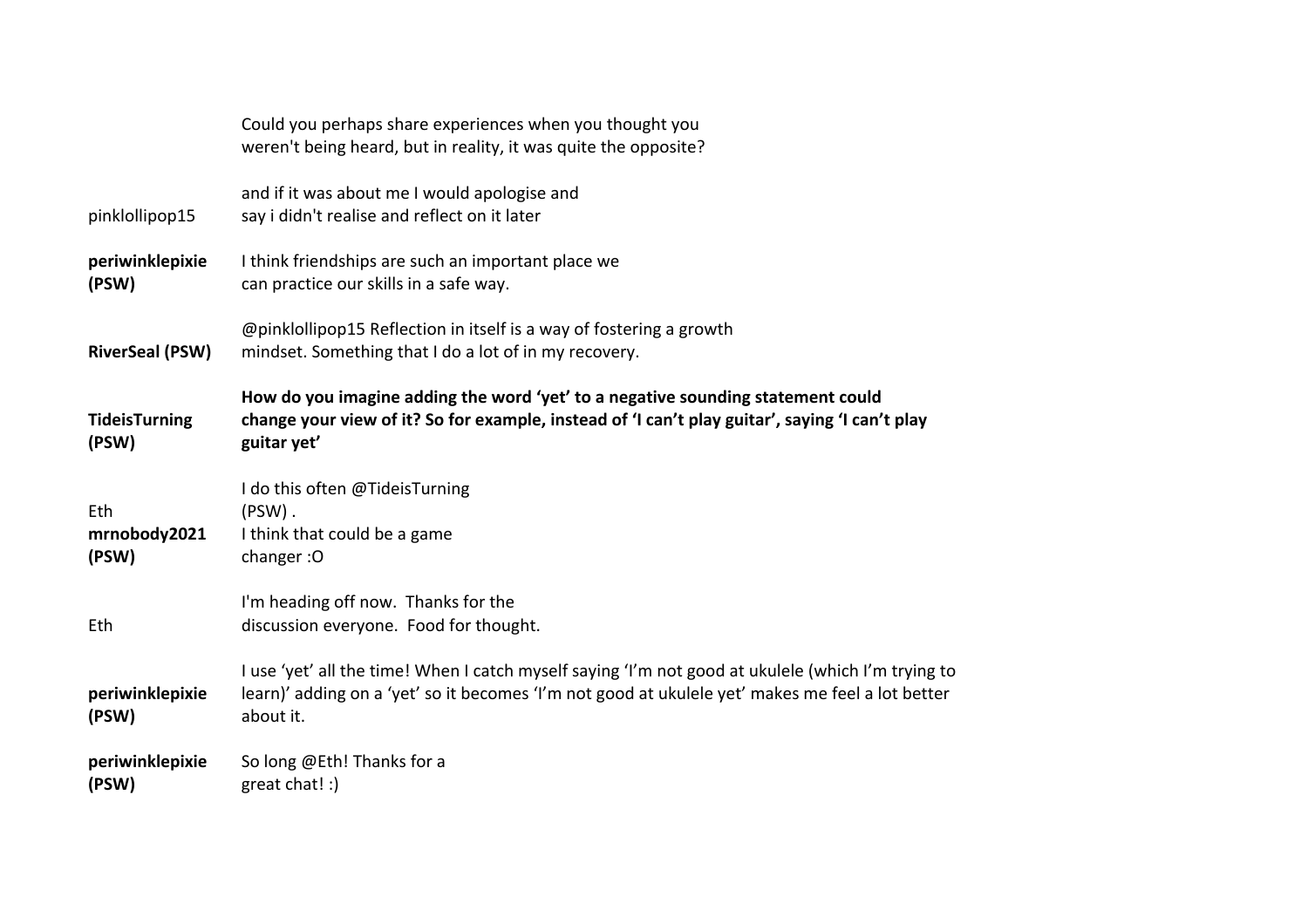| | |
|---|---|
| | Could you perhaps share experiences when you thought you weren't being heard, but in reality, it was quite the opposite? |
| pinklollipop15 | and if it was about me I would apologise and say i didn't realise and reflect on it later |
| **periwinklepixie (PSW)** | I think friendships are such an important place we can practice our skills in a safe way. |
| **RiverSeal (PSW)** | @pinklollipop15 Reflection in itself is a way of fostering a growth mindset. Something that I do a lot of in my recovery. |
| **TideisTurning (PSW)** | **How do you imagine adding the word 'yet' to a negative sounding statement could change your view of it? So for example, instead of 'I can't play guitar', saying 'I can't play guitar yet'** |
| Eth | I do this often @TideisTurning (PSW) . |
| **mrnobody2021 (PSW)** | I think that could be a game changer :O |
| Eth | I'm heading off now. Thanks for the discussion everyone. Food for thought. |
| **periwinklepixie (PSW)** | I use 'yet' all the time! When I catch myself saying 'I'm not good at ukulele (which I'm trying to learn)' adding on a 'yet' so it becomes 'I'm not good at ukulele yet' makes me feel a lot better about it. |
| **periwinklepixie (PSW)** | So long @Eth! Thanks for a great chat! :) |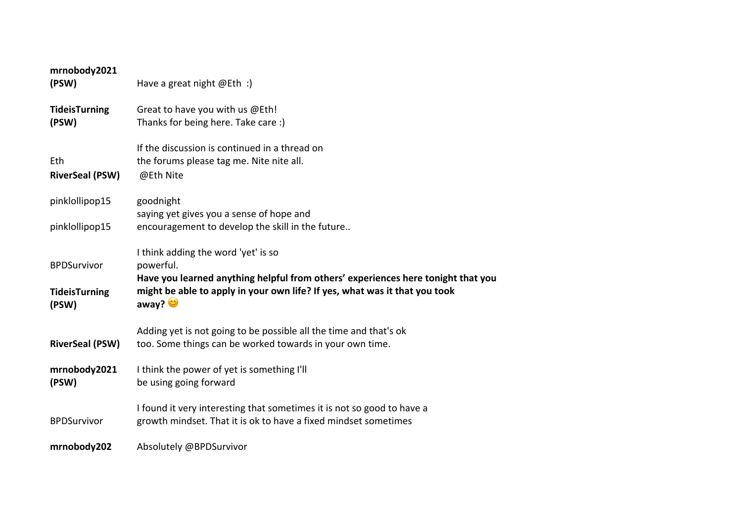| | |
|---|---|
| **mrnobody2021 (PSW)** | Have a great night @Eth :) |
| **TideisTurning (PSW)** | Great to have you with us @Eth!<br>Thanks for being here. Take care :) |
| Eth | If the discussion is continued in a thread on the forums please tag me. Nite nite all. |
| **RiverSeal (PSW)** | @Eth Nite |
| pinklollipop15 | goodnight |
| pinklollipop15 | saying yet gives you a sense of hope and encouragement to develop the skill in the future.. |
| BPDSurvivor | I think adding the word 'yet' is so powerful. |
| **TideisTurning (PSW)** | **Have you learned anything helpful from others' experiences here tonight that you might be able to apply in your own life? If yes, what was it that you took away?** 😊 |
| **RiverSeal (PSW)** | Adding yet is not going to be possible all the time and that's ok too. Some things can be worked towards in your own time. |
| **mrnobody2021 (PSW)** | I think the power of yet is something I'll be using going forward |
| BPDSurvivor | I found it very interesting that sometimes it is not so good to have a growth mindset. That it is ok to have a fixed mindset sometimes |
| **mrnobody202** | Absolutely @BPDSurvivor |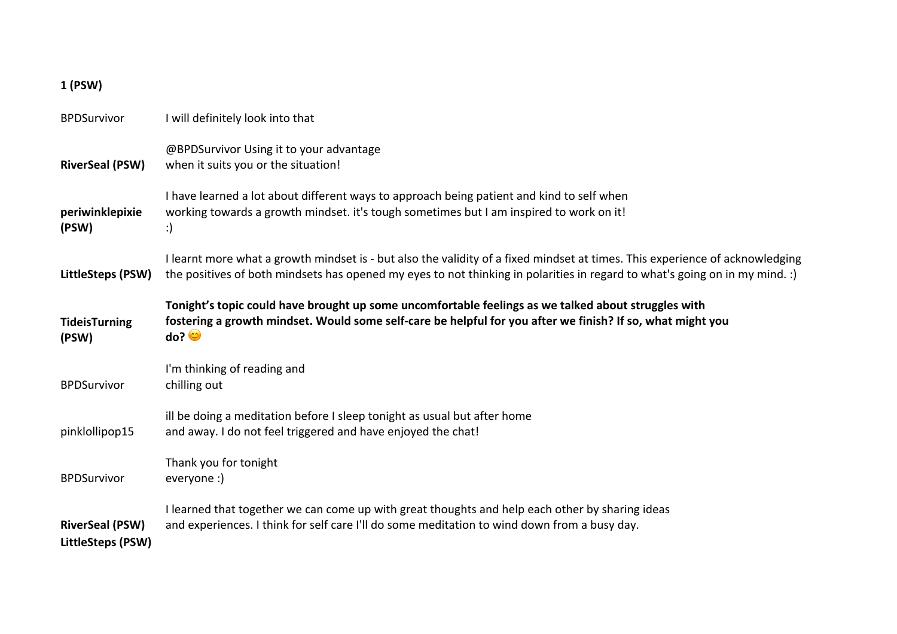**1 (PSW)**

| | |
|---|---|
| BPDSurvivor | I will definitely look into that |
| **RiverSeal (PSW)** | @BPDSurvivor Using it to your advantage when it suits you or the situation! |
| **periwinklepixie (PSW)** | I have learned a lot about different ways to approach being patient and kind to self when working towards a growth mindset. it's tough sometimes but I am inspired to work on it! :) |
| **LittleSteps (PSW)** | I learnt more what a growth mindset is - but also the validity of a fixed mindset at times. This experience of acknowledging the positives of both mindsets has opened my eyes to not thinking in polarities in regard to what's going on in my mind. :) |
| **TideisTurning (PSW)** | **Tonight's topic could have brought up some uncomfortable feelings as we talked about struggles with fostering a growth mindset. Would some self-care be helpful for you after we finish? If so, what might you do?** 😊 |
| BPDSurvivor | I'm thinking of reading and chilling out |
| pinklollipop15 | ill be doing a meditation before I sleep tonight as usual but after home and away. I do not feel triggered and have enjoyed the chat! |
| BPDSurvivor | Thank you for tonight everyone :) |
| **RiverSeal (PSW)** | I learned that together we can come up with great thoughts and help each other by sharing ideas and experiences. I think for self care I'll do some meditation to wind down from a busy day. |
| **LittleSteps (PSW)** | |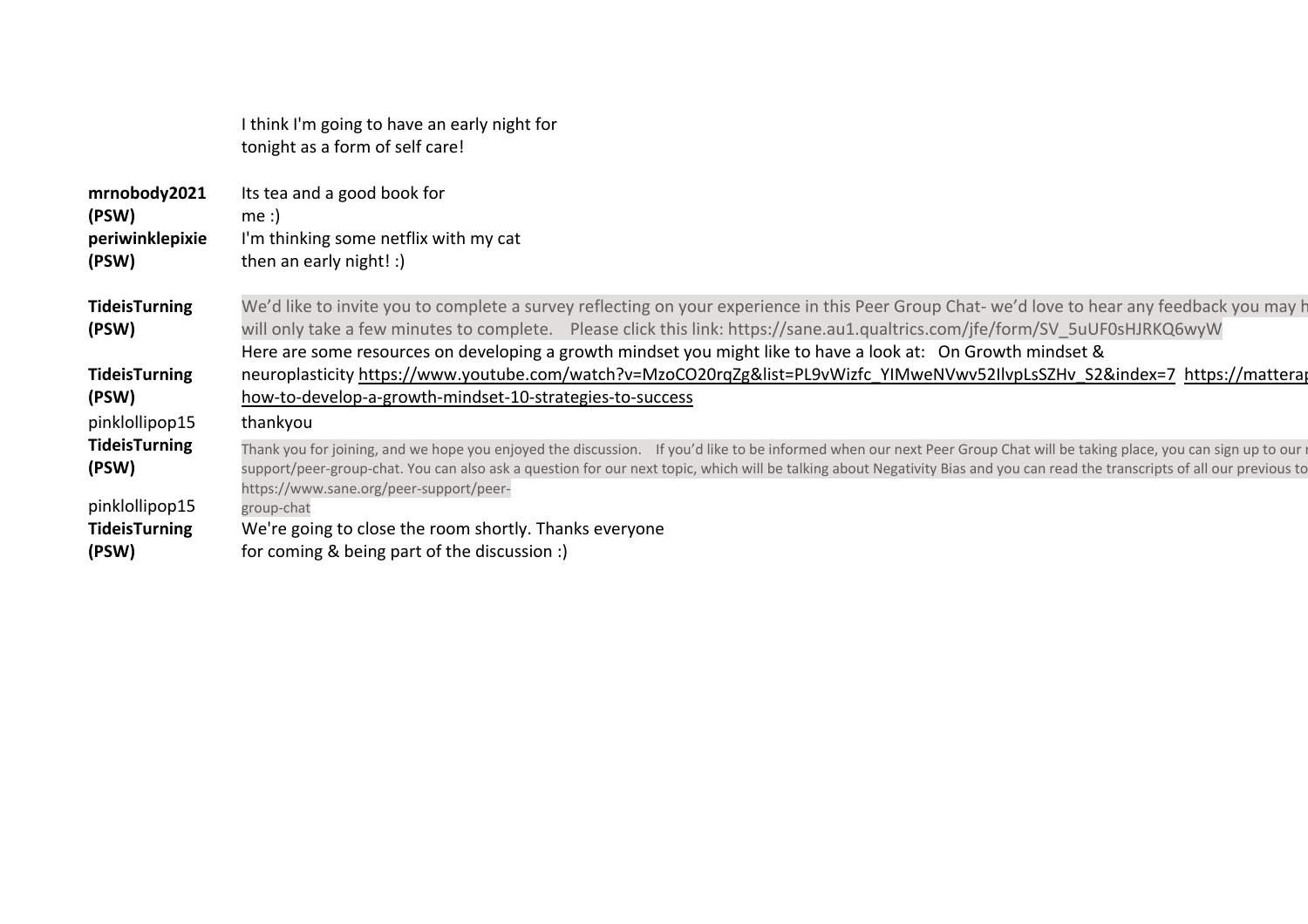| | |
|---|---|
| | I think I'm going to have an early night for tonight as a form of self care! |
| **mrnobody2021 (PSW)** | Its tea and a good book for me :) |
| **periwinklepixie (PSW)** | I'm thinking some netflix with my cat then an early night! :) |
| **TideisTurning (PSW)** | We'd like to invite you to complete a survey reflecting on your experience in this Peer Group Chat- we'd love to hear any feedback you may h will only take a few minutes to complete. Please click this link: https://sane.au1.qualtrics.com/jfe/form/SV_5uUF0sHJRKQ6wyW |
| **TideisTurning (PSW)** | Here are some resources on developing a growth mindset you might like to have a look at: On Growth mindset & neuroplasticity https://www.youtube.com/watch?v=MzoCO20rqZg&list=PL9vWizfc_YIMweNVwv52IlvpLsSZHv_S2&index=7 https://matterap how-to-develop-a-growth-mindset-10-strategies-to-success |
| pinklollipop15 | thankyou |
| **TideisTurning (PSW)** | Thank you for joining, and we hope you enjoyed the discussion. If you'd like to be informed when our next Peer Group Chat will be taking place, you can sign up to our r support/peer-group-chat. You can also ask a question for our next topic, which will be talking about Negativity Bias and you can read the transcripts of all our previous to https://www.sane.org/peer-support/peer-group-chat |
| pinklollipop15 | |
| **TideisTurning (PSW)** | We're going to close the room shortly. Thanks everyone for coming & being part of the discussion :) |